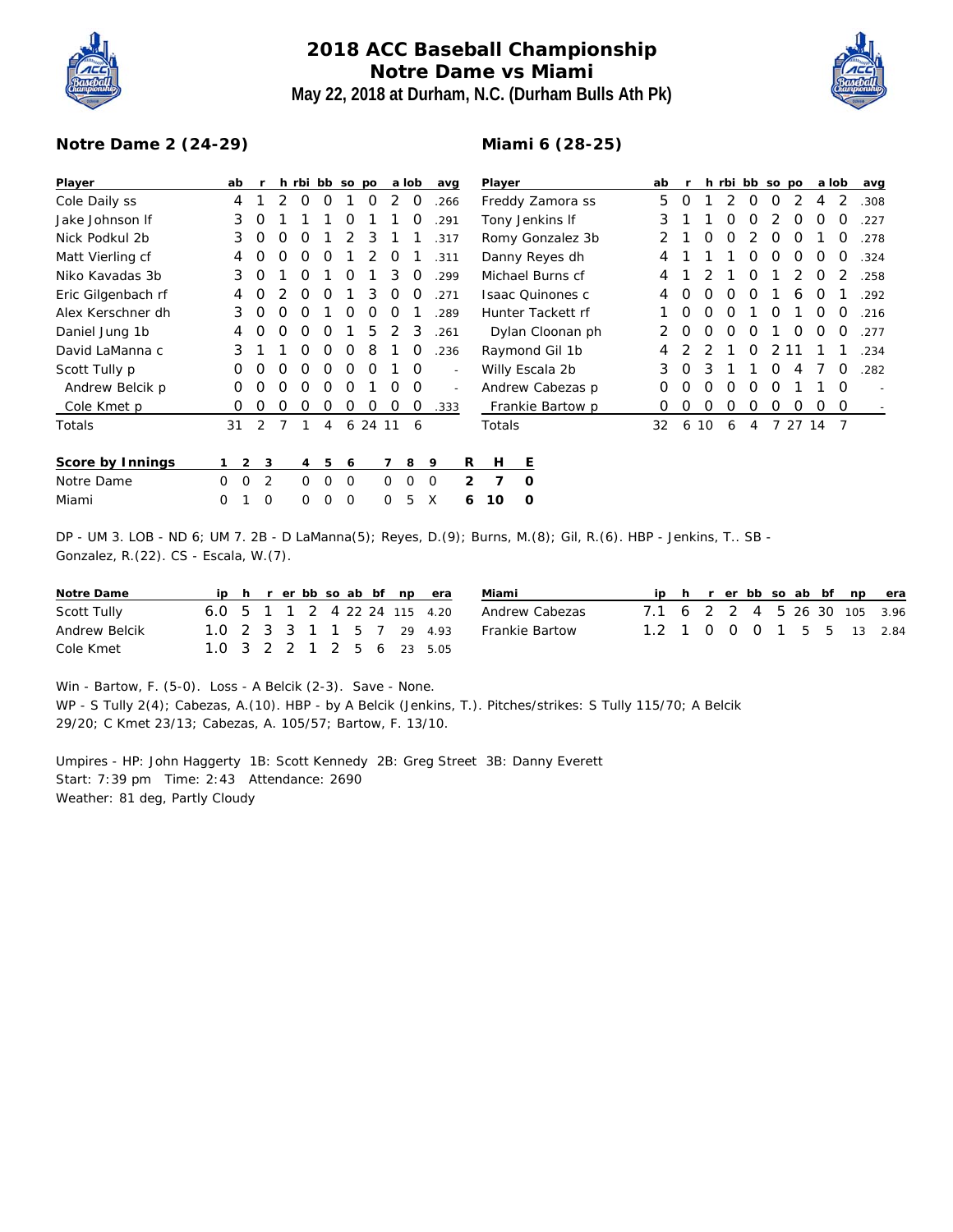# 2018 ACC Baseball Championship
## Notre Dame vs Miami
### May 22, 2018 at Durham, N.C. (Durham Bulls Ath Pk)

**Notre Dame 2 (24-29)**

| Player | ab | r | h | rbi | bb | so | po | a | lob | avg |
|---|---|---|---|---|---|---|---|---|---|---|
| Cole Daily ss | 4 | 1 | 2 | 0 | 0 | 1 | 0 | 2 | 0 | .266 |
| Jake Johnson lf | 3 | 0 | 1 | 1 | 1 | 0 | 1 | 1 | 0 | .291 |
| Nick Podkul 2b | 3 | 0 | 0 | 0 | 1 | 2 | 3 | 1 | 1 | .317 |
| Matt Vierling cf | 4 | 0 | 0 | 0 | 0 | 1 | 2 | 0 | 1 | .311 |
| Niko Kavadas 3b | 3 | 0 | 1 | 0 | 1 | 0 | 1 | 3 | 0 | .299 |
| Eric Gilgenbach rf | 4 | 0 | 2 | 0 | 0 | 1 | 3 | 0 | 0 | .271 |
| Alex Kerschner dh | 3 | 0 | 0 | 0 | 1 | 0 | 0 | 0 | 1 | .289 |
| Daniel Jung 1b | 4 | 0 | 0 | 0 | 0 | 1 | 5 | 2 | 3 | .261 |
| David LaManna c | 3 | 1 | 1 | 0 | 0 | 0 | 8 | 1 | 0 | .236 |
| Scott Tully p | 0 | 0 | 0 | 0 | 0 | 0 | 0 | 1 | 0 | - |
| Andrew Belcik p | 0 | 0 | 0 | 0 | 0 | 0 | 1 | 0 | 0 | - |
| Cole Kmet p | 0 | 0 | 0 | 0 | 0 | 0 | 0 | 0 | 0 | .333 |
| Totals | 31 | 2 | 7 | 1 | 4 | 6 | 24 | 11 | 6 | |

**Miami 6 (28-25)**

| Player | ab | r | h | rbi | bb | so | po | a | lob | avg |
|---|---|---|---|---|---|---|---|---|---|---|
| Freddy Zamora ss | 5 | 0 | 1 | 2 | 0 | 0 | 2 | 4 | 2 | .308 |
| Tony Jenkins lf | 3 | 1 | 1 | 0 | 0 | 2 | 0 | 0 | 0 | .227 |
| Romy Gonzalez 3b | 2 | 1 | 0 | 0 | 2 | 0 | 0 | 1 | 0 | .278 |
| Danny Reyes dh | 4 | 1 | 1 | 1 | 0 | 0 | 0 | 0 | 0 | .324 |
| Michael Burns cf | 4 | 1 | 2 | 1 | 0 | 1 | 2 | 0 | 2 | .258 |
| Isaac Quinones c | 4 | 0 | 0 | 0 | 0 | 1 | 6 | 0 | 1 | .292 |
| Hunter Tackett rf | 1 | 0 | 0 | 0 | 1 | 0 | 1 | 0 | 0 | .216 |
| Dylan Cloonan ph | 2 | 0 | 0 | 0 | 0 | 1 | 0 | 0 | 0 | .277 |
| Raymond Gil 1b | 4 | 2 | 2 | 1 | 0 | 2 | 11 | 1 | 1 | .234 |
| Willy Escala 2b | 3 | 0 | 3 | 1 | 1 | 0 | 4 | 7 | 0 | .282 |
| Andrew Cabezas p | 0 | 0 | 0 | 0 | 0 | 0 | 1 | 1 | 0 | - |
| Frankie Bartow p | 0 | 0 | 0 | 0 | 0 | 0 | 0 | 0 | 0 | - |
| Totals | 32 | 6 | 10 | 6 | 4 | 7 | 27 | 14 | 7 | |

| Score by Innings | 1 | 2 | 3 | 4 | 5 | 6 | 7 | 8 | 9 | R | H | E |
|---|---|---|---|---|---|---|---|---|---|---|---|---|
| Notre Dame | 0 | 0 | 2 | 0 | 0 | 0 | 0 | 0 | 0 | 2 | 7 | 0 |
| Miami | 0 | 1 | 0 | 0 | 0 | 0 | 0 | 5 | X | 6 | 10 | 0 |

DP - UM 3. LOB - ND 6; UM 7. 2B - D LaManna(5); Reyes, D.(9); Burns, M.(8); Gil, R.(6). HBP - Jenkins, T.. SB - Gonzalez, R.(22). CS - Escala, W.(7).

| Notre Dame | ip | h | r | er | bb | so | ab | bf | np | era |
|---|---|---|---|---|---|---|---|---|---|---|
| Scott Tully | 6.0 | 5 | 1 | 1 | 2 | 4 | 22 | 24 | 115 | 4.20 |
| Andrew Belcik | 1.0 | 2 | 3 | 3 | 1 | 1 | 5 | 7 | 29 | 4.93 |
| Cole Kmet | 1.0 | 3 | 2 | 2 | 1 | 2 | 5 | 6 | 23 | 5.05 |

| Miami | ip | h | r | er | bb | so | ab | bf | np | era |
|---|---|---|---|---|---|---|---|---|---|---|
| Andrew Cabezas | 7.1 | 6 | 2 | 2 | 4 | 5 | 26 | 30 | 105 | 3.96 |
| Frankie Bartow | 1.2 | 1 | 0 | 0 | 0 | 1 | 5 | 5 | 13 | 2.84 |

Win - Bartow, F. (5-0). Loss - A Belcik (2-3). Save - None.
WP - S Tully 2(4); Cabezas, A.(10). HBP - by A Belcik (Jenkins, T.). Pitches/strikes: S Tully 115/70; A Belcik 29/20; C Kmet 23/13; Cabezas, A. 105/57; Bartow, F. 13/10.

Umpires - HP: John Haggerty 1B: Scott Kennedy 2B: Greg Street 3B: Danny Everett
Start: 7:39 pm Time: 2:43 Attendance: 2690
Weather: 81 deg, Partly Cloudy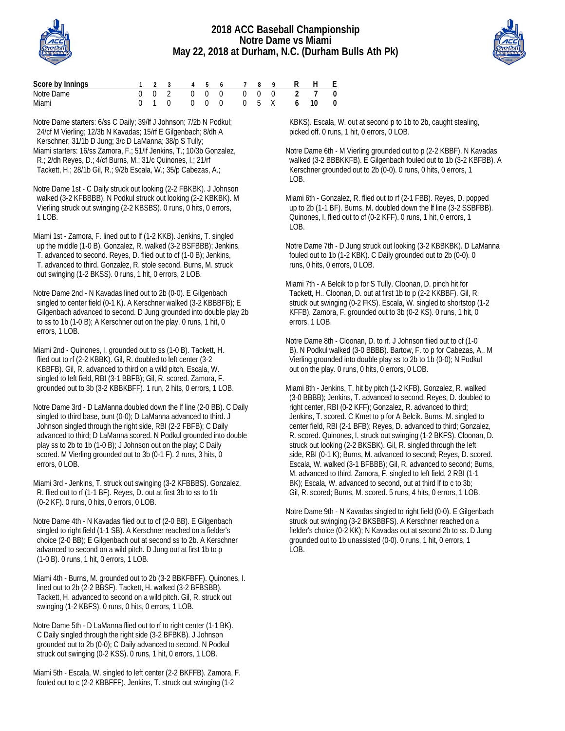# 2018 ACC Baseball Championship
## Notre Dame vs Miami
### May 22, 2018 at Durham, N.C. (Durham Bulls Ath Pk)

| Score by Innings | 1 | 2 | 3 | 4 | 5 | 6 | 7 | 8 | 9 | R | H | E |
|---|---|---|---|---|---|---|---|---|---|---|---|---|
| Notre Dame | 0 | 0 | 2 | 0 | 0 | 0 | 0 | 0 | 0 | 2 | 7 | 0 |
| Miami | 0 | 1 | 0 | 0 | 0 | 0 | 0 | 5 | X | 6 | 10 | 0 |

Notre Dame starters: 6/ss C Daily; 39/lf J Johnson; 7/2b N Podkul; 24/cf M Vierling; 12/3b N Kavadas; 15/rf E Gilgenbach; 8/dh A Kerschner; 31/1b D Jung; 3/c D LaManna; 38/p S Tully;

Miami starters: 16/ss Zamora, F.; 51/lf Jenkins, T.; 10/3b Gonzalez, R.; 2/dh Reyes, D.; 4/cf Burns, M.; 31/c Quinones, I.; 21/rf Tackett, H.; 28/1b Gil, R.; 9/2b Escala, W.; 35/p Cabezas, A.;

Notre Dame 1st - C Daily struck out looking (2-2 FBKBK). J Johnson walked (3-2 KFBBBB). N Podkul struck out looking (2-2 KBKBK). M Vierling struck out swinging (2-2 KBSBS). 0 runs, 0 hits, 0 errors, 1 LOB.

Miami 1st - Zamora, F. lined out to lf (1-2 KKB). Jenkins, T. singled up the middle (1-0 B). Gonzalez, R. walked (3-2 BSFBBB); Jenkins, T. advanced to second. Reyes, D. flied out to cf (1-0 B); Jenkins, T. advanced to third. Gonzalez, R. stole second. Burns, M. struck out swinging (1-2 BKSS). 0 runs, 1 hit, 0 errors, 2 LOB.

Notre Dame 2nd - N Kavadas lined out to 2b (0-0). E Gilgenbach singled to center field (0-1 K). A Kerschner walked (3-2 KBBBFB); E Gilgenbach advanced to second. D Jung grounded into double play 2b to ss to 1b (1-0 B); A Kerschner out on the play. 0 runs, 1 hit, 0 errors, 1 LOB.

Miami 2nd - Quinones, I. grounded out to ss (1-0 B). Tackett, H. flied out to rf (2-2 KBBK). Gil, R. doubled to left center (3-2 KBBFB). Gil, R. advanced to third on a wild pitch. Escala, W. singled to left field, RBI (3-1 BBFB); Gil, R. scored. Zamora, F. grounded out to 3b (3-2 KBBKBFF). 1 run, 2 hits, 0 errors, 1 LOB.

Notre Dame 3rd - D LaManna doubled down the lf line (2-0 BB). C Daily singled to third base, bunt (0-0); D LaManna advanced to third. J Johnson singled through the right side, RBI (2-2 FBFB); C Daily advanced to third; D LaManna scored. N Podkul grounded into double play ss to 2b to 1b (1-0 B); J Johnson out on the play; C Daily scored. M Vierling grounded out to 3b (0-1 F). 2 runs, 3 hits, 0 errors, 0 LOB.

Miami 3rd - Jenkins, T. struck out swinging (3-2 KFBBBS). Gonzalez, R. flied out to rf (1-1 BF). Reyes, D. out at first 3b to ss to 1b (0-2 KF). 0 runs, 0 hits, 0 errors, 0 LOB.

Notre Dame 4th - N Kavadas flied out to cf (2-0 BB). E Gilgenbach singled to right field (1-1 SB). A Kerschner reached on a fielder's choice (2-0 BB); E Gilgenbach out at second ss to 2b. A Kerschner advanced to second on a wild pitch. D Jung out at first 1b to p (1-0 B). 0 runs, 1 hit, 0 errors, 1 LOB.

Miami 4th - Burns, M. grounded out to 2b (3-2 BBKFBFF). Quinones, I. lined out to 2b (2-2 BBSF). Tackett, H. walked (3-2 BFBSBB). Tackett, H. advanced to second on a wild pitch. Gil, R. struck out swinging (1-2 KBFS). 0 runs, 0 hits, 0 errors, 1 LOB.

Notre Dame 5th - D LaManna flied out to rf to right center (1-1 BK). C Daily singled through the right side (3-2 BFBKB). J Johnson grounded out to 2b (0-0); C Daily advanced to second. N Podkul struck out swinging (0-2 KSS). 0 runs, 1 hit, 0 errors, 1 LOB.

Miami 5th - Escala, W. singled to left center (2-2 BKFFB). Zamora, F. fouled out to c (2-2 KBBFFF). Jenkins, T. struck out swinging (1-2 KBKS). Escala, W. out at second p to 1b to 2b, caught stealing, picked off. 0 runs, 1 hit, 0 errors, 0 LOB.

Notre Dame 6th - M Vierling grounded out to p (2-2 KBBF). N Kavadas walked (3-2 BBBKKFB). E Gilgenbach fouled out to 1b (3-2 KBFBB). A Kerschner grounded out to 2b (0-0). 0 runs, 0 hits, 0 errors, 1 LOB.

Miami 6th - Gonzalez, R. flied out to rf (2-1 FBB). Reyes, D. popped up to 2b (1-1 BF). Burns, M. doubled down the lf line (3-2 SSBFBB). Quinones, I. flied out to cf (0-2 KFF). 0 runs, 1 hit, 0 errors, 1 LOB.

Notre Dame 7th - D Jung struck out looking (3-2 KBBKBK). D LaManna fouled out to 1b (1-2 KBK). C Daily grounded out to 2b (0-0). 0 runs, 0 hits, 0 errors, 0 LOB.

Miami 7th - A Belcik to p for S Tully. Cloonan, D. pinch hit for Tackett, H.. Cloonan, D. out at first 1b to p (2-2 KKBBF). Gil, R. struck out swinging (0-2 FKS). Escala, W. singled to shortstop (1-2 KFFB). Zamora, F. grounded out to 3b (0-2 KS). 0 runs, 1 hit, 0 errors, 1 LOB.

Notre Dame 8th - Cloonan, D. to rf. J Johnson flied out to cf (1-0 B). N Podkul walked (3-0 BBBB). Bartow, F. to p for Cabezas, A.. M Vierling grounded into double play ss to 2b to 1b (0-0); N Podkul out on the play. 0 runs, 0 hits, 0 errors, 0 LOB.

Miami 8th - Jenkins, T. hit by pitch (1-2 KFB). Gonzalez, R. walked (3-0 BBBB); Jenkins, T. advanced to second. Reyes, D. doubled to right center, RBI (0-2 KFF); Gonzalez, R. advanced to third; Jenkins, T. scored. C Kmet to p for A Belcik. Burns, M. singled to center field, RBI (2-1 BFB); Reyes, D. advanced to third; Gonzalez, R. scored. Quinones, I. struck out swinging (1-2 BKFS). Cloonan, D. struck out looking (2-2 BKSBK). Gil, R. singled through the left side, RBI (0-1 K); Burns, M. advanced to second; Reyes, D. scored. Escala, W. walked (3-1 BFBBB); Gil, R. advanced to second; Burns, M. advanced to third. Zamora, F. singled to left field, 2 RBI (1-1 BK); Escala, W. advanced to second, out at third lf to c to 3b; Gil, R. scored; Burns, M. scored. 5 runs, 4 hits, 0 errors, 1 LOB.

Notre Dame 9th - N Kavadas singled to right field (0-0). E Gilgenbach struck out swinging (3-2 BKSBBFS). A Kerschner reached on a fielder's choice (0-2 KK); N Kavadas out at second 2b to ss. D Jung grounded out to 1b unassisted (0-0). 0 runs, 1 hit, 0 errors, 1 LOB.